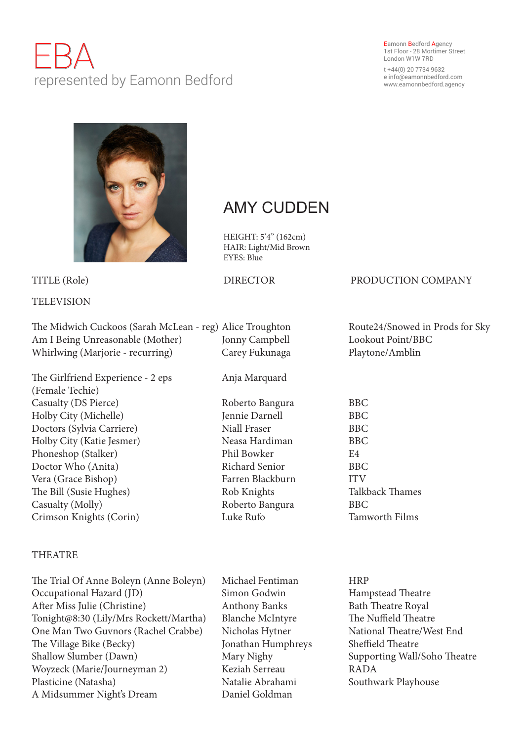# EBA

represented by Eamonn Bedford

Eamonn Bedford Agency
1st Floor - 28 Mortimer Street
London W1W 7RD

t +44(0) 20 7734 9632
e info@eamonnbedford.com
www.eamonnbedford.agency

## AMY CUDDEN

HEIGHT: 5'4" (162cm)
HAIR: Light/Mid Brown
EYES: Blue

| TITLE (Role) | DIRECTOR | PRODUCTION COMPANY |
|---|---|---|
| **TELEVISION** | | |
| The Midwich Cuckoos (Sarah McLean - reg) | Alice Troughton | Route24/Snowed in Prods for Sky |
| Am I Being Unreasonable (Mother) | Jonny Campbell | Lookout Point/BBC |
| Whirlwing (Marjorie - recurring) | Carey Fukunaga | Playtone/Amblin |
| The Girlfriend Experience - 2 eps (Female Techie) | Anja Marquard | |
| Casualty (DS Pierce) | Roberto Bangura | BBC |
| Holby City (Michelle) | Jennie Darnell | BBC |
| Doctors (Sylvia Carriere) | Niall Fraser | BBC |
| Holby City (Katie Jesmer) | Neasa Hardiman | BBC |
| Phoneshop (Stalker) | Phil Bowker | E4 |
| Doctor Who (Anita) | Richard Senior | BBC |
| Vera (Grace Bishop) | Farren Blackburn | ITV |
| The Bill (Susie Hughes) | Rob Knights | Talkback Thames |
| Casualty (Molly) | Roberto Bangura | BBC |
| Crimson Knights (Corin) | Luke Rufo | Tamworth Films |
| **THEATRE** | | |
| The Trial Of Anne Boleyn (Anne Boleyn) | Michael Fentiman | HRP |
| Occupational Hazard (JD) | Simon Godwin | Hampstead Theatre |
| After Miss Julie (Christine) | Anthony Banks | Bath Theatre Royal |
| Tonight@8:30 (Lily/Mrs Rockett/Martha) | Blanche McIntyre | The Nuffield Theatre |
| One Man Two Guvnors (Rachel Crabbe) | Nicholas Hytner | National Theatre/West End |
| The Village Bike (Becky) | Jonathan Humphreys | Sheffield Theatre |
| Shallow Slumber (Dawn) | Mary Nighy | Supporting Wall/Soho Theatre |
| Woyzeck (Marie/Journeyman 2) | Keziah Serreau | RADA |
| Plasticine (Natasha) | Natalie Abrahami | Southwark Playhouse |
| A Midsummer Night's Dream | Daniel Goldman | |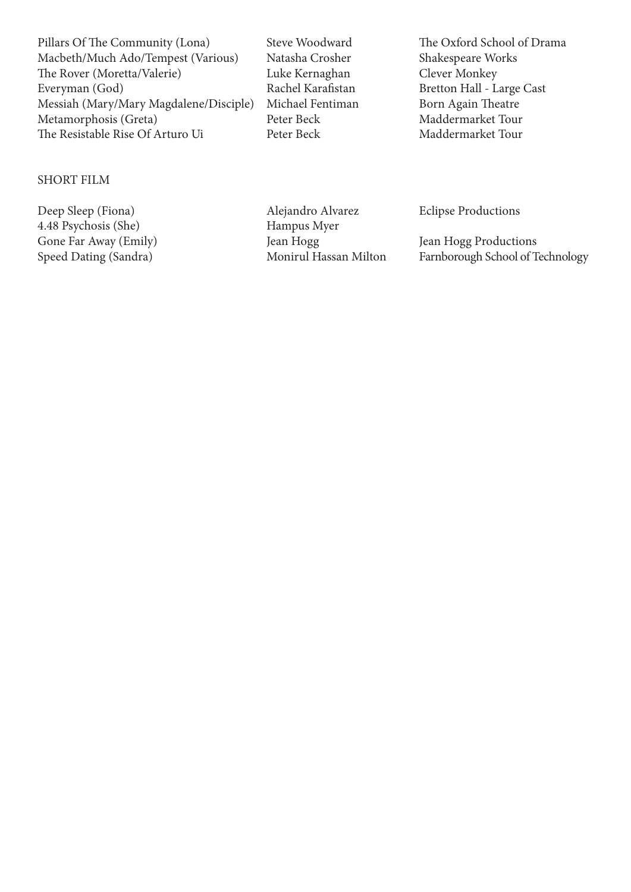| | | |
|---|---|---|
| Pillars Of The Community (Lona) | Steve Woodward | The Oxford School of Drama |
| Macbeth/Much Ado/Tempest (Various) | Natasha Crosher | Shakespeare Works |
| The Rover (Moretta/Valerie) | Luke Kernaghan | Clever Monkey |
| Everyman (God) | Rachel Karafistan | Bretton Hall - Large Cast |
| Messiah (Mary/Mary Magdalene/Disciple) | Michael Fentiman | Born Again Theatre |
| Metamorphosis (Greta) | Peter Beck | Maddermarket Tour |
| The Resistable Rise Of Arturo Ui | Peter Beck | Maddermarket Tour |

SHORT FILM

| | | |
|---|---|---|
| Deep Sleep (Fiona) | Alejandro Alvarez | Eclipse Productions |
| 4.48 Psychosis (She) | Hampus Myer | |
| Gone Far Away (Emily) | Jean Hogg | Jean Hogg Productions |
| Speed Dating (Sandra) | Monirul Hassan Milton | Farnborough School of Technology |